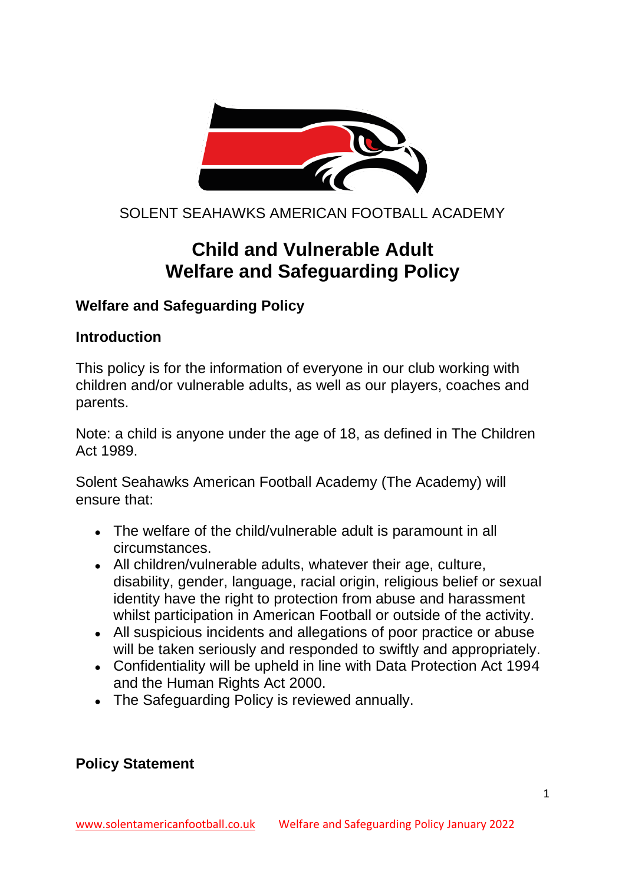SOLENT SEAHAWKS AMERICAN FOOTBALL ACADEMY

# Child and Vulnerable Adult Welfare and Safeguarding Policy

## Welfare and Safeguarding Policy

### Introduction

This policy is for the information of everyone in our club working with children and/or vulnerable adults, as well as our players, coaches and parents.

Note: a child is anyone under the age of 18, as defined in The Children Act 1989.

Solent Seahawks American Football Academy (The Academy) will ensure that:

- The welfare of the child/vulnerable adult is paramount in all circumstances.
- All children/vulnerable adults, whatever their age, culture, disability, gender, language, racial origin, religious belief or sexual identity have the right to protection from abuse and harassment whilst participation in American Football or outside of the activity.
- All suspicious incidents and allegations of poor practice or abuse will be taken seriously and responded to swiftly and appropriately.
- Confidentiality will be upheld in line with Data Protection Act 1994 and the Human Rights Act 2000.
- The Safeguarding Policy is reviewed annually.

### Policy Statement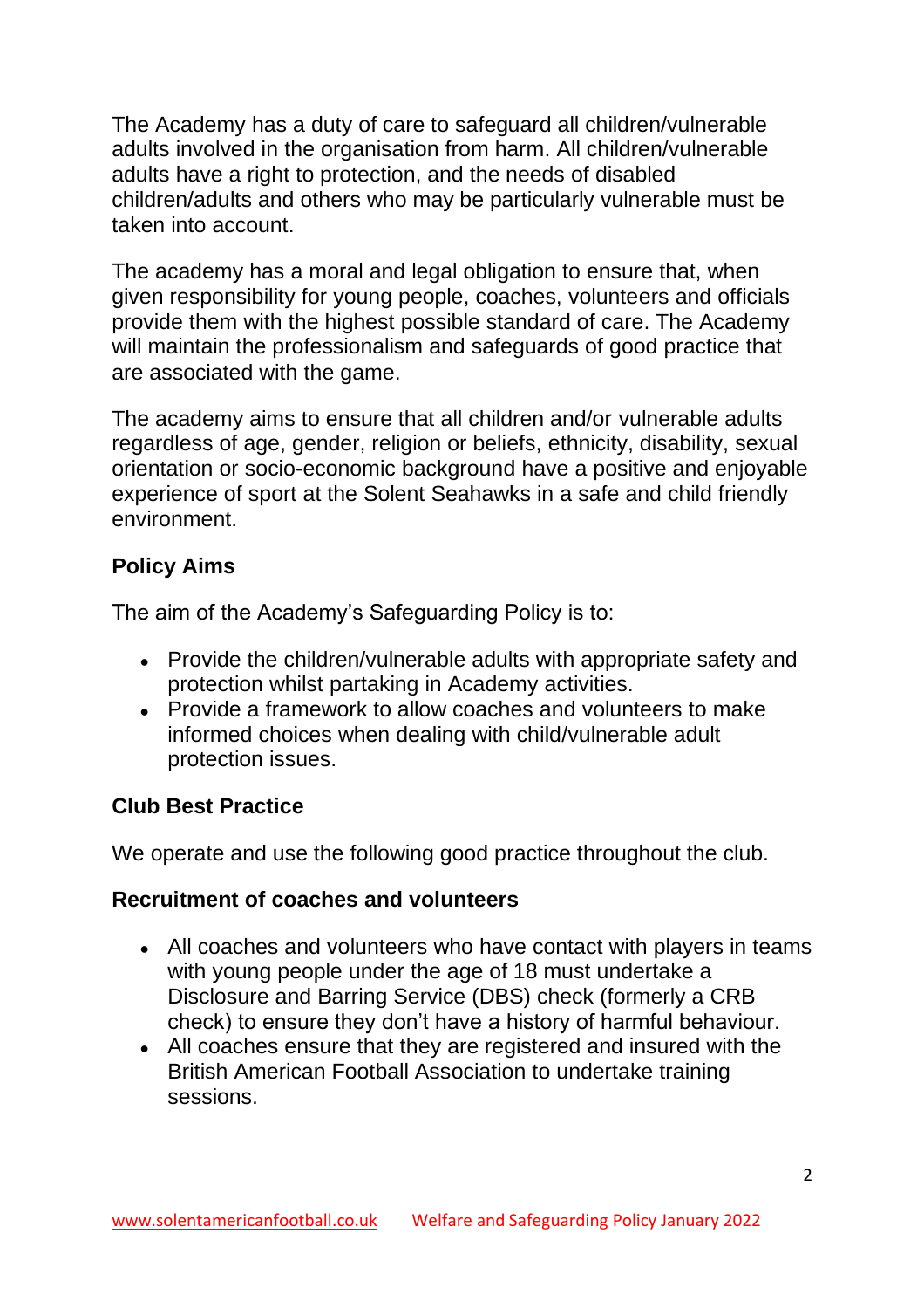The Academy has a duty of care to safeguard all children/vulnerable adults involved in the organisation from harm. All children/vulnerable adults have a right to protection, and the needs of disabled children/adults and others who may be particularly vulnerable must be taken into account.

The academy has a moral and legal obligation to ensure that, when given responsibility for young people, coaches, volunteers and officials provide them with the highest possible standard of care. The Academy will maintain the professionalism and safeguards of good practice that are associated with the game.

The academy aims to ensure that all children and/or vulnerable adults regardless of age, gender, religion or beliefs, ethnicity, disability, sexual orientation or socio-economic background have a positive and enjoyable experience of sport at the Solent Seahawks in a safe and child friendly environment.

**Policy Aims**

The aim of the Academy's Safeguarding Policy is to:

- Provide the children/vulnerable adults with appropriate safety and protection whilst partaking in Academy activities.
- Provide a framework to allow coaches and volunteers to make informed choices when dealing with child/vulnerable adult protection issues.

**Club Best Practice**

We operate and use the following good practice throughout the club.

**Recruitment of coaches and volunteers**

- All coaches and volunteers who have contact with players in teams with young people under the age of 18 must undertake a Disclosure and Barring Service (DBS) check (formerly a CRB check) to ensure they don't have a history of harmful behaviour.
- All coaches ensure that they are registered and insured with the British American Football Association to undertake training sessions.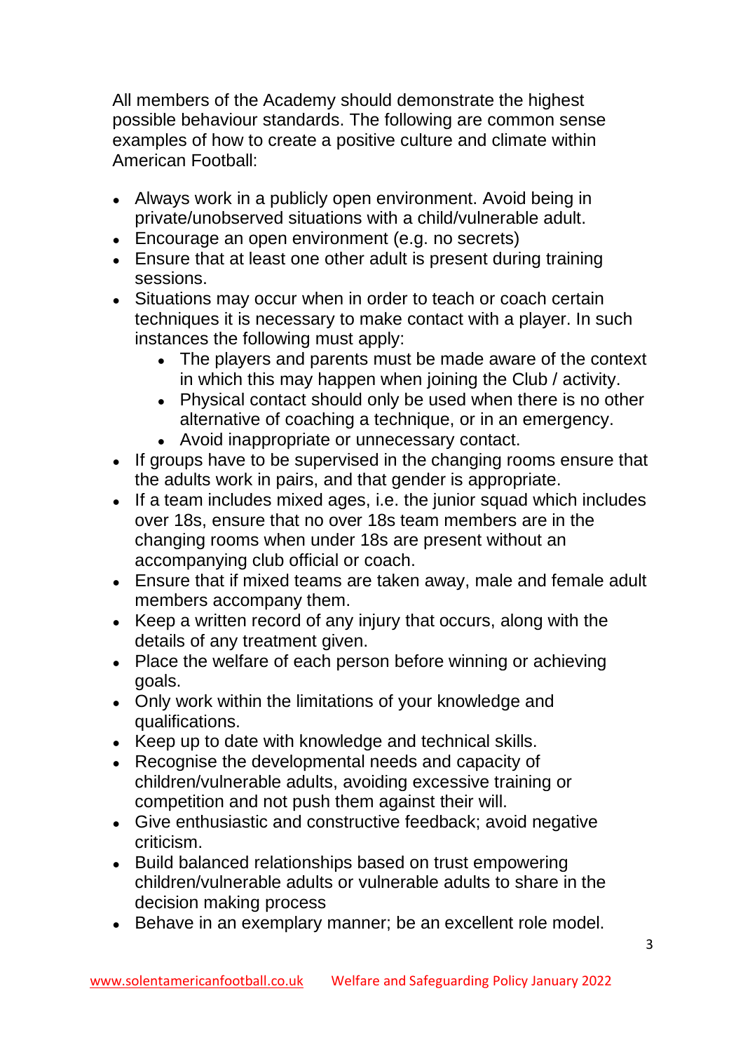All members of the Academy should demonstrate the highest possible behaviour standards. The following are common sense examples of how to create a positive culture and climate within American Football:

- Always work in a publicly open environment. Avoid being in private/unobserved situations with a child/vulnerable adult.
- Encourage an open environment (e.g. no secrets)
- Ensure that at least one other adult is present during training sessions.
- Situations may occur when in order to teach or coach certain techniques it is necessary to make contact with a player. In such instances the following must apply:
    - The players and parents must be made aware of the context in which this may happen when joining the Club / activity.
    - Physical contact should only be used when there is no other alternative of coaching a technique, or in an emergency.
    - Avoid inappropriate or unnecessary contact.
- If groups have to be supervised in the changing rooms ensure that the adults work in pairs, and that gender is appropriate.
- If a team includes mixed ages, i.e. the junior squad which includes over 18s, ensure that no over 18s team members are in the changing rooms when under 18s are present without an accompanying club official or coach.
- Ensure that if mixed teams are taken away, male and female adult members accompany them.
- Keep a written record of any injury that occurs, along with the details of any treatment given.
- Place the welfare of each person before winning or achieving goals.
- Only work within the limitations of your knowledge and qualifications.
- Keep up to date with knowledge and technical skills.
- Recognise the developmental needs and capacity of children/vulnerable adults, avoiding excessive training or competition and not push them against their will.
- Give enthusiastic and constructive feedback; avoid negative criticism.
- Build balanced relationships based on trust empowering children/vulnerable adults or vulnerable adults to share in the decision making process
- Behave in an exemplary manner; be an excellent role model.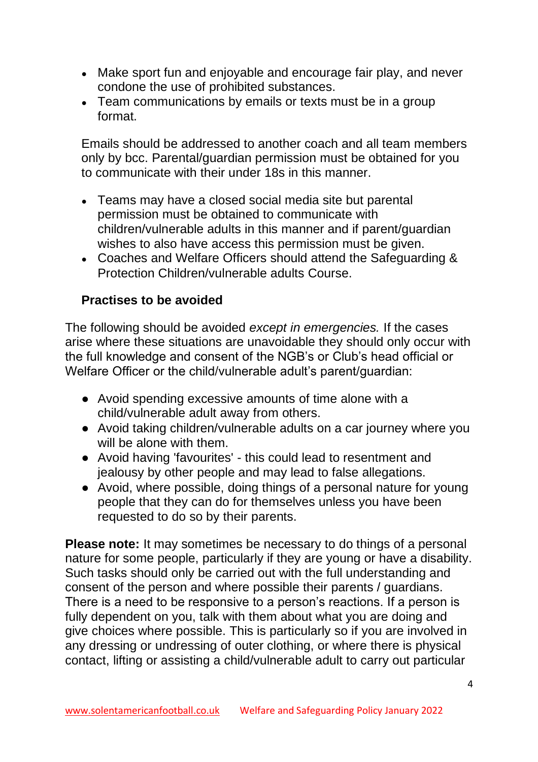- Make sport fun and enjoyable and encourage fair play, and never condone the use of prohibited substances.
- Team communications by emails or texts must be in a group format.

  Emails should be addressed to another coach and all team members only by bcc. Parental/guardian permission must be obtained for you to communicate with their under 18s in this manner.

- Teams may have a closed social media site but parental permission must be obtained to communicate with children/vulnerable adults in this manner and if parent/guardian wishes to also have access this permission must be given.
- Coaches and Welfare Officers should attend the Safeguarding & Protection Children/vulnerable adults Course.

**Practises to be avoided**

The following should be avoided *except in emergencies.* If the cases arise where these situations are unavoidable they should only occur with the full knowledge and consent of the NGB's or Club's head official or Welfare Officer or the child/vulnerable adult's parent/guardian:

- Avoid spending excessive amounts of time alone with a child/vulnerable adult away from others.
- Avoid taking children/vulnerable adults on a car journey where you will be alone with them.
- Avoid having 'favourites' - this could lead to resentment and jealousy by other people and may lead to false allegations.
- Avoid, where possible, doing things of a personal nature for young people that they can do for themselves unless you have been requested to do so by their parents.

**Please note:** It may sometimes be necessary to do things of a personal nature for some people, particularly if they are young or have a disability. Such tasks should only be carried out with the full understanding and consent of the person and where possible their parents / guardians. There is a need to be responsive to a person's reactions. If a person is fully dependent on you, talk with them about what you are doing and give choices where possible. This is particularly so if you are involved in any dressing or undressing of outer clothing, or where there is physical contact, lifting or assisting a child/vulnerable adult to carry out particular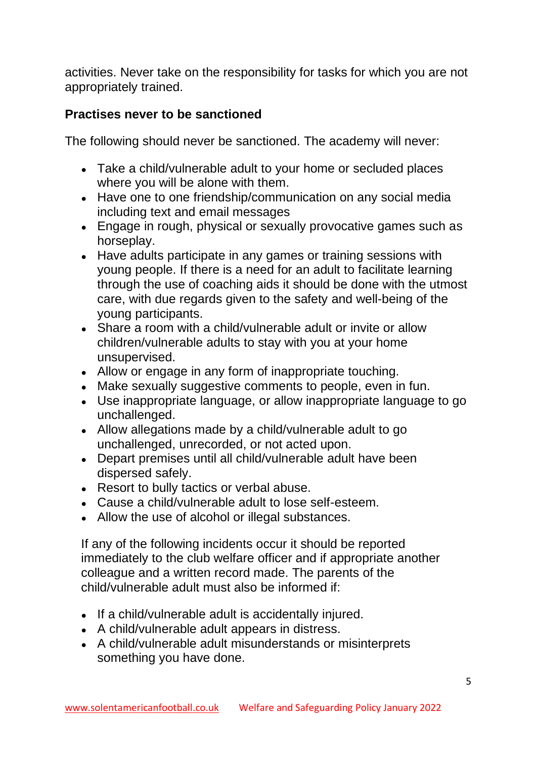activities. Never take on the responsibility for tasks for which you are not appropriately trained.

**Practises never to be sanctioned**

The following should never be sanctioned. The academy will never:

- Take a child/vulnerable adult to your home or secluded places where you will be alone with them.
- Have one to one friendship/communication on any social media including text and email messages
- Engage in rough, physical or sexually provocative games such as horseplay.
- Have adults participate in any games or training sessions with young people. If there is a need for an adult to facilitate learning through the use of coaching aids it should be done with the utmost care, with due regards given to the safety and well-being of the young participants.
- Share a room with a child/vulnerable adult or invite or allow children/vulnerable adults to stay with you at your home unsupervised.
- Allow or engage in any form of inappropriate touching.
- Make sexually suggestive comments to people, even in fun.
- Use inappropriate language, or allow inappropriate language to go unchallenged.
- Allow allegations made by a child/vulnerable adult to go unchallenged, unrecorded, or not acted upon.
- Depart premises until all child/vulnerable adult have been dispersed safely.
- Resort to bully tactics or verbal abuse.
- Cause a child/vulnerable adult to lose self-esteem.
- Allow the use of alcohol or illegal substances.

If any of the following incidents occur it should be reported immediately to the club welfare officer and if appropriate another colleague and a written record made. The parents of the child/vulnerable adult must also be informed if:

- If a child/vulnerable adult is accidentally injured.
- A child/vulnerable adult appears in distress.
- A child/vulnerable adult misunderstands or misinterprets something you have done.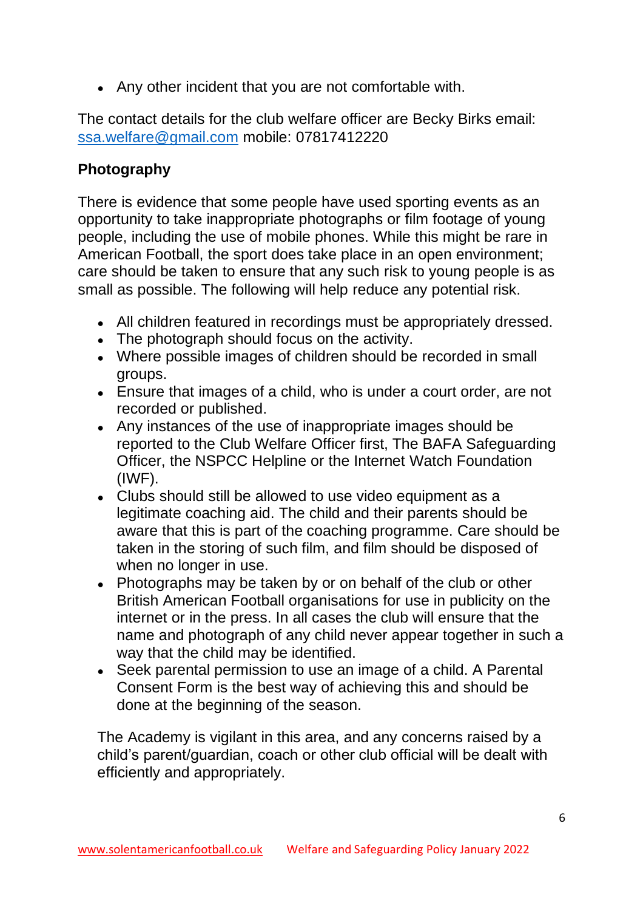- Any other incident that you are not comfortable with.

The contact details for the club welfare officer are Becky Birks email: ssa.welfare@gmail.com mobile: 07817412220

**Photography**

There is evidence that some people have used sporting events as an opportunity to take inappropriate photographs or film footage of young people, including the use of mobile phones. While this might be rare in American Football, the sport does take place in an open environment; care should be taken to ensure that any such risk to young people is as small as possible. The following will help reduce any potential risk.

- All children featured in recordings must be appropriately dressed.
- The photograph should focus on the activity.
- Where possible images of children should be recorded in small groups.
- Ensure that images of a child, who is under a court order, are not recorded or published.
- Any instances of the use of inappropriate images should be reported to the Club Welfare Officer first, The BAFA Safeguarding Officer, the NSPCC Helpline or the Internet Watch Foundation (IWF).
- Clubs should still be allowed to use video equipment as a legitimate coaching aid. The child and their parents should be aware that this is part of the coaching programme. Care should be taken in the storing of such film, and film should be disposed of when no longer in use.
- Photographs may be taken by or on behalf of the club or other British American Football organisations for use in publicity on the internet or in the press. In all cases the club will ensure that the name and photograph of any child never appear together in such a way that the child may be identified.
- Seek parental permission to use an image of a child. A Parental Consent Form is the best way of achieving this and should be done at the beginning of the season.

The Academy is vigilant in this area, and any concerns raised by a child's parent/guardian, coach or other club official will be dealt with efficiently and appropriately.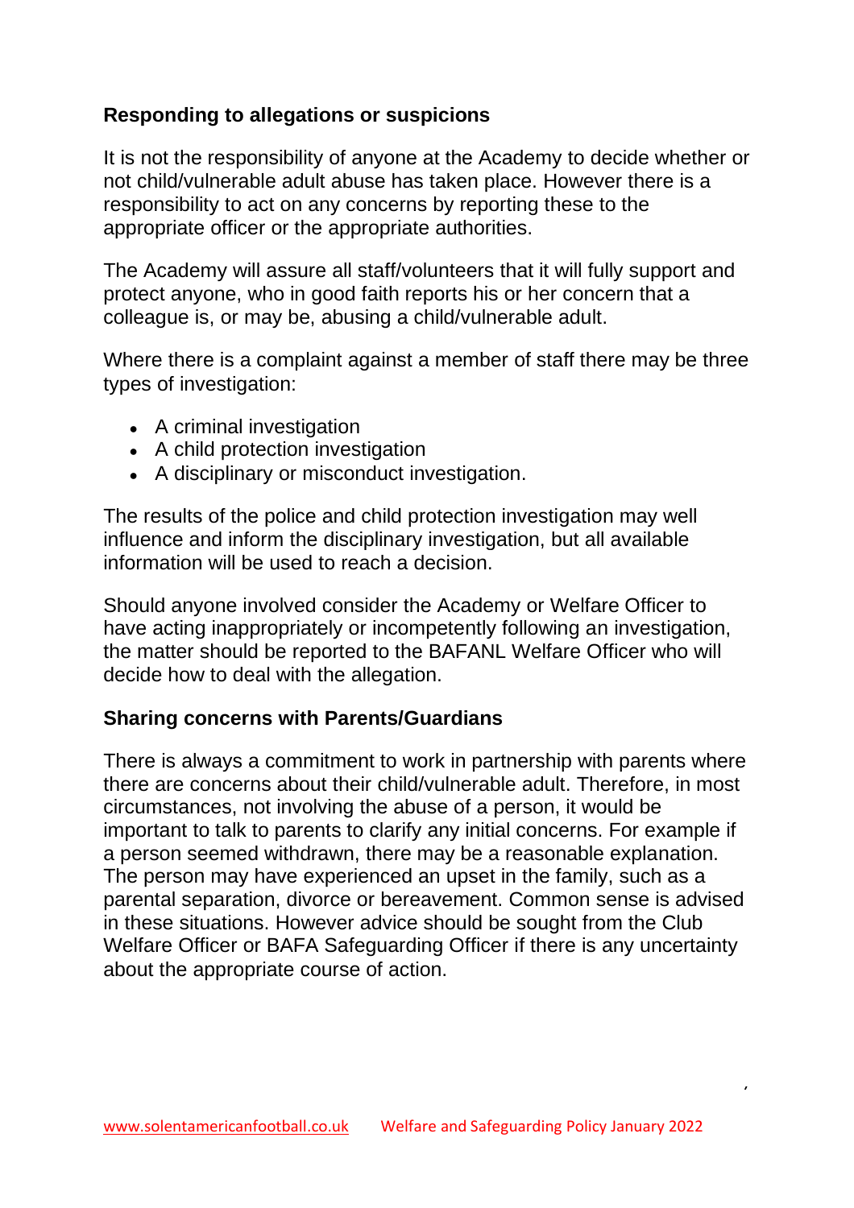### Responding to allegations or suspicions

It is not the responsibility of anyone at the Academy to decide whether or not child/vulnerable adult abuse has taken place. However there is a responsibility to act on any concerns by reporting these to the appropriate officer or the appropriate authorities.

The Academy will assure all staff/volunteers that it will fully support and protect anyone, who in good faith reports his or her concern that a colleague is, or may be, abusing a child/vulnerable adult.

Where there is a complaint against a member of staff there may be three types of investigation:

- A criminal investigation
- A child protection investigation
- A disciplinary or misconduct investigation.

The results of the police and child protection investigation may well influence and inform the disciplinary investigation, but all available information will be used to reach a decision.

Should anyone involved consider the Academy or Welfare Officer to have acting inappropriately or incompetently following an investigation, the matter should be reported to the BAFANL Welfare Officer who will decide how to deal with the allegation.

### Sharing concerns with Parents/Guardians

There is always a commitment to work in partnership with parents where there are concerns about their child/vulnerable adult. Therefore, in most circumstances, not involving the abuse of a person, it would be important to talk to parents to clarify any initial concerns. For example if a person seemed withdrawn, there may be a reasonable explanation. The person may have experienced an upset in the family, such as a parental separation, divorce or bereavement. Common sense is advised in these situations. However advice should be sought from the Club Welfare Officer or BAFA Safeguarding Officer if there is any uncertainty about the appropriate course of action.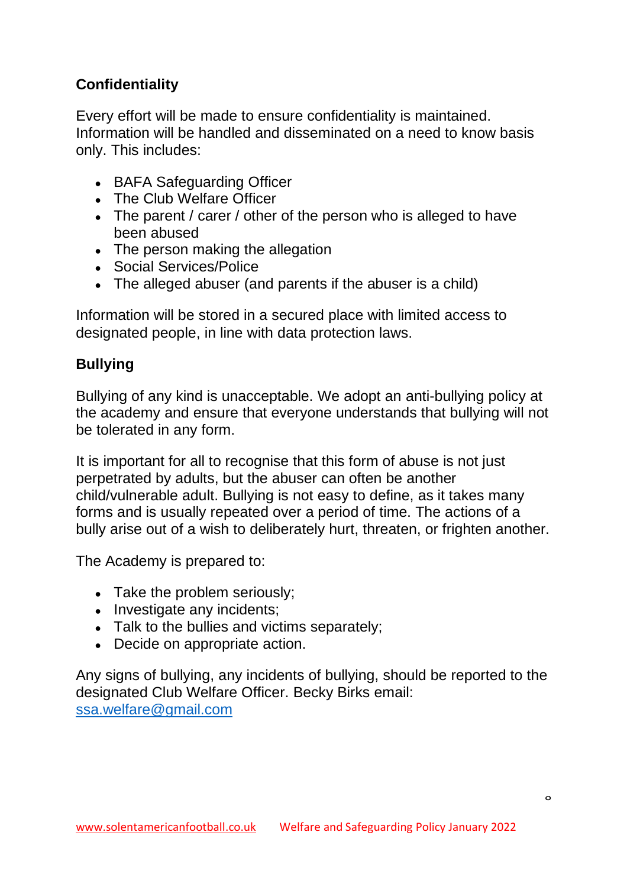## Confidentiality

Every effort will be made to ensure confidentiality is maintained. Information will be handled and disseminated on a need to know basis only. This includes:

- BAFA Safeguarding Officer
- The Club Welfare Officer
- The parent / carer / other of the person who is alleged to have been abused
- The person making the allegation
- Social Services/Police
- The alleged abuser (and parents if the abuser is a child)

Information will be stored in a secured place with limited access to designated people, in line with data protection laws.

## Bullying

Bullying of any kind is unacceptable. We adopt an anti-bullying policy at the academy and ensure that everyone understands that bullying will not be tolerated in any form.

It is important for all to recognise that this form of abuse is not just perpetrated by adults, but the abuser can often be another child/vulnerable adult. Bullying is not easy to define, as it takes many forms and is usually repeated over a period of time. The actions of a bully arise out of a wish to deliberately hurt, threaten, or frighten another.

The Academy is prepared to:

- Take the problem seriously;
- Investigate any incidents;
- Talk to the bullies and victims separately;
- Decide on appropriate action.

Any signs of bullying, any incidents of bullying, should be reported to the designated Club Welfare Officer. Becky Birks email: [ssa.welfare@gmail.com](mailto:ssa.welfare@gmail.com)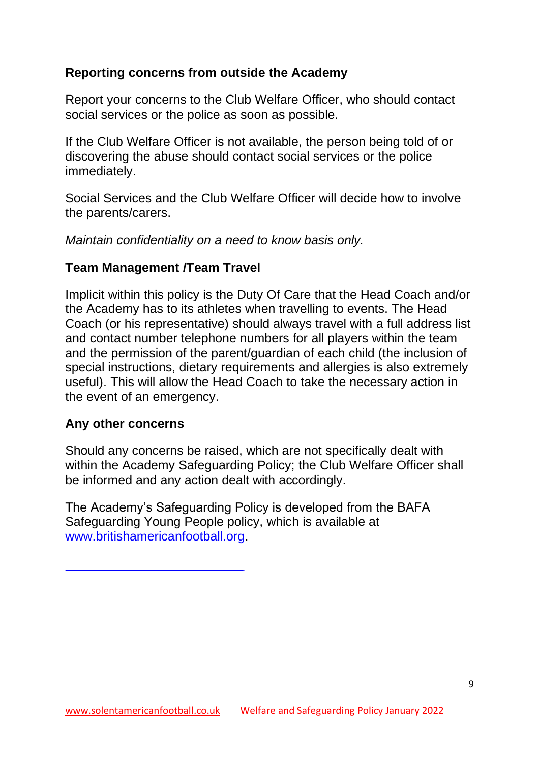**Reporting concerns from outside the Academy**

Report your concerns to the Club Welfare Officer, who should contact social services or the police as soon as possible.

If the Club Welfare Officer is not available, the person being told of or discovering the abuse should contact social services or the police immediately.

Social Services and the Club Welfare Officer will decide how to involve the parents/carers.

*Maintain confidentiality on a need to know basis only.*

**Team Management /Team Travel**

Implicit within this policy is the Duty Of Care that the Head Coach and/or the Academy has to its athletes when travelling to events. The Head Coach (or his representative) should always travel with a full address list and contact number telephone numbers for all players within the team and the permission of the parent/guardian of each child (the inclusion of special instructions, dietary requirements and allergies is also extremely useful). This will allow the Head Coach to take the necessary action in the event of an emergency.

**Any other concerns**

Should any concerns be raised, which are not specifically dealt with within the Academy Safeguarding Policy; the Club Welfare Officer shall be informed and any action dealt with accordingly.

The Academy's Safeguarding Policy is developed from the BAFA Safeguarding Young People policy, which is available at www.britishamericanfootball.org.